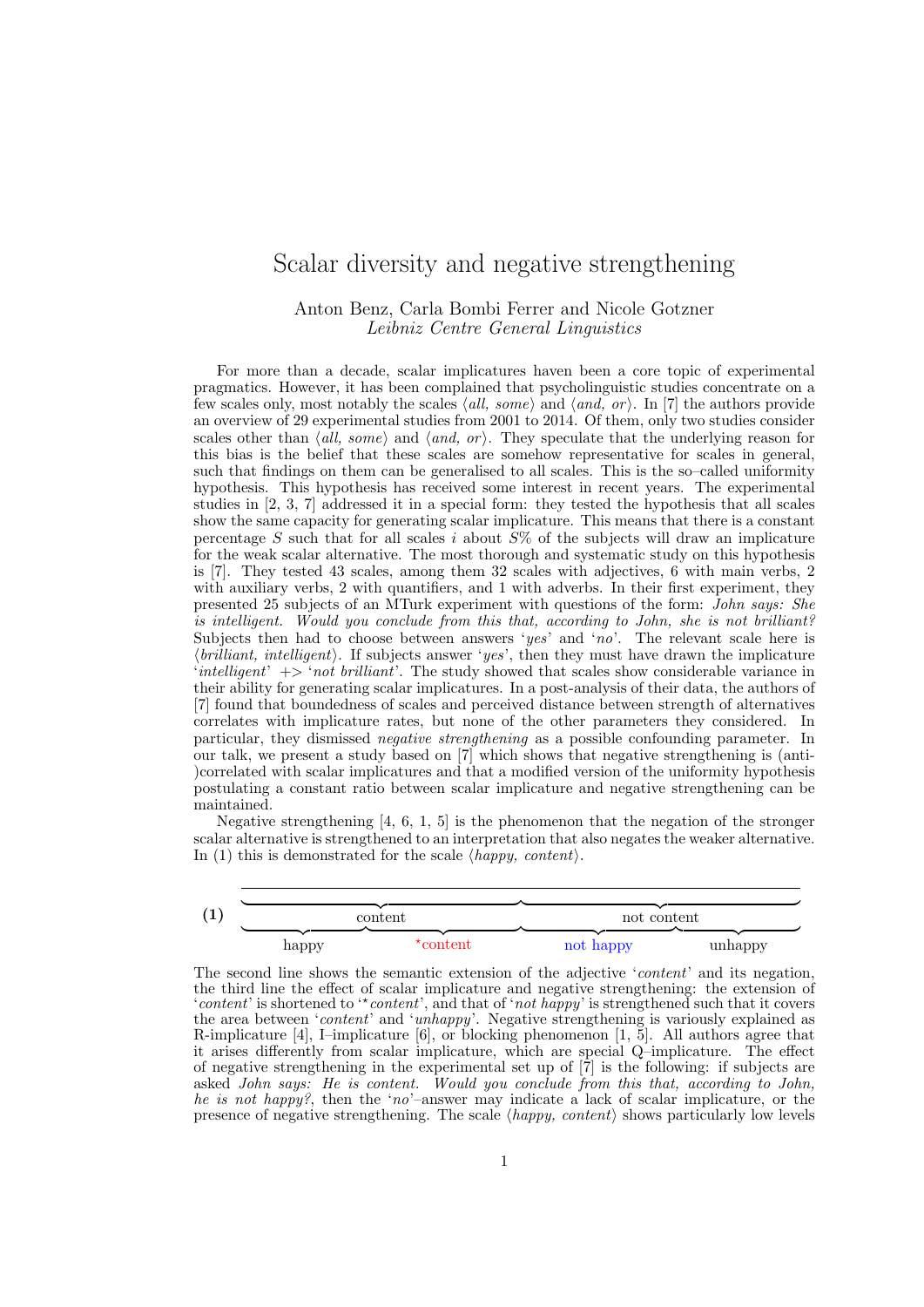# Scalar diversity and negative strengthening

Anton Benz, Carla Bombi Ferrer and Nicole Gotzner
*Leibniz Centre General Linguistics*

For more than a decade, scalar implicatures haven been a core topic of experimental pragmatics. However, it has been complained that psycholinguistic studies concentrate on a few scales only, most notably the scales ⟨*all, some*⟩ and ⟨*and, or*⟩. In [7] the authors provide an overview of 29 experimental studies from 2001 to 2014. Of them, only two studies consider scales other than ⟨*all, some*⟩ and ⟨*and, or*⟩. They speculate that the underlying reason for this bias is the belief that these scales are somehow representative for scales in general, such that findings on them can be generalised to all scales. This is the so–called uniformity hypothesis. This hypothesis has received some interest in recent years. The experimental studies in [2, 3, 7] addressed it in a special form: they tested the hypothesis that all scales show the same capacity for generating scalar implicature. This means that there is a constant percentage $S$ such that for all scales $i$ about $S$% of the subjects will draw an implicature for the weak scalar alternative. The most thorough and systematic study on this hypothesis is [7]. They tested 43 scales, among them 32 scales with adjectives, 6 with main verbs, 2 with auxiliary verbs, 2 with quantifiers, and 1 with adverbs. In their first experiment, they presented 25 subjects of an MTurk experiment with questions of the form: *John says: She is intelligent. Would you conclude from this that, according to John, she is not brilliant?* Subjects then had to choose between answers '*yes*' and '*no*'. The relevant scale here is ⟨*brilliant, intelligent*⟩. If subjects answer '*yes*', then they must have drawn the implicature '*intelligent*' +> '*not brilliant*'. The study showed that scales show considerable variance in their ability for generating scalar implicatures. In a post-analysis of their data, the authors of [7] found that boundedness of scales and perceived distance between strength of alternatives correlates with implicature rates, but none of the other parameters they considered. In particular, they dismissed *negative strengthening* as a possible confounding parameter. In our talk, we present a study based on [7] which shows that negative strengthening is (anti-)correlated with scalar implicatures and that a modified version of the uniformity hypothesis postulating a constant ratio between scalar implicature and negative strengthening can be maintained.

Negative strengthening [4, 6, 1, 5] is the phenomenon that the negation of the stronger scalar alternative is strengthened to an interpretation that also negates the weaker alternative. In (1) this is demonstrated for the scale ⟨*happy, content*⟩.

**(1)**

| content | | not content | |
|---|---|---|---|
| happy | *content | not happy | unhappy |

The second line shows the semantic extension of the adjective '*content*' and its negation, the third line the effect of scalar implicature and negative strengthening: the extension of '*content*' is shortened to '\**content*', and that of '*not happy*' is strengthened such that it covers the area between '*content*' and '*unhappy*'. Negative strengthening is variously explained as R-implicature [4], I–implicature [6], or blocking phenomenon [1, 5]. All authors agree that it arises differently from scalar implicature, which are special Q–implicature. The effect of negative strengthening in the experimental set up of [7] is the following: if subjects are asked *John says: He is content. Would you conclude from this that, according to John, he is not happy?*, then the '*no*'–answer may indicate a lack of scalar implicature, or the presence of negative strengthening. The scale ⟨*happy, content*⟩ shows particularly low levels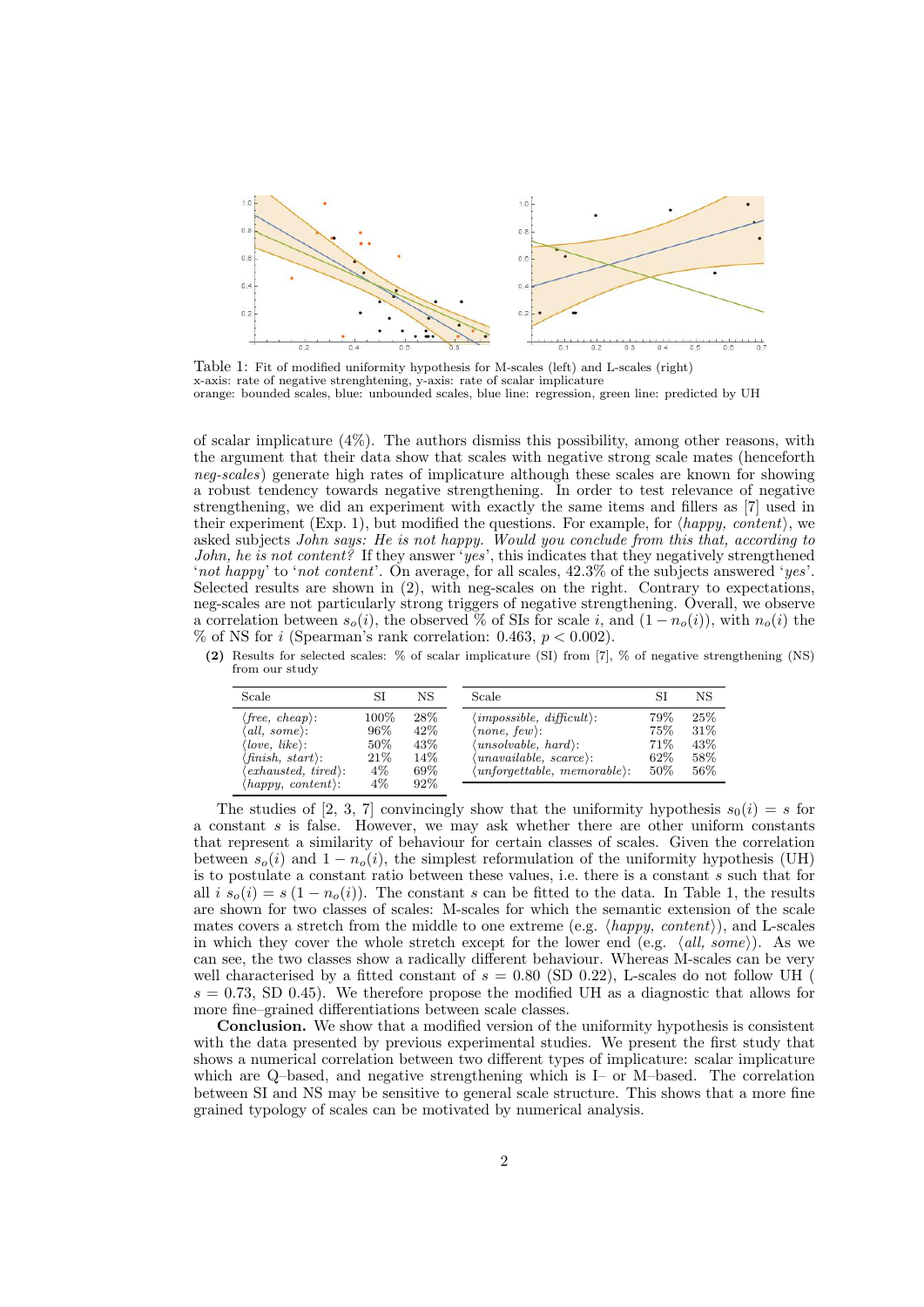Table 1: Fit of modified uniformity hypothesis for M-scales (left) and L-scales (right)
x-axis: rate of negative strenghtening, y-axis: rate of scalar implicature
orange: bounded scales, blue: unbounded scales, blue line: regression, green line: predicted by UH

of scalar implicature (4%). The authors dismiss this possibility, among other reasons, with the argument that their data show that scales with negative strong scale mates (henceforth *neg-scales*) generate high rates of implicature although these scales are known for showing a robust tendency towards negative strengthening. In order to test relevance of negative strengthening, we did an experiment with exactly the same items and fillers as [7] used in their experiment (Exp. 1), but modified the questions. For example, for ⟨*happy, content*⟩, we asked subjects *John says: He is not happy. Would you conclude from this that, according to John, he is not content?* If they answer '*yes*', this indicates that they negatively strengthened '*not happy*' to '*not content*'. On average, for all scales, 42.3% of the subjects answered '*yes*'. Selected results are shown in (2), with neg-scales on the right. Contrary to expectations, neg-scales are not particularly strong triggers of negative strengthening. Overall, we observe a correlation between $s_o(i)$, the observed % of SIs for scale $i$, and $(1 - n_o(i))$, with $n_o(i)$ the % of NS for $i$ (Spearman's rank correlation: 0.463, $p < 0.002$).

**(2)** Results for selected scales: % of scalar implicature (SI) from [7], % of negative strengthening (NS) from our study

| Scale | SI | NS |
|---|---|---|
| ⟨*free, cheap*⟩: | 100% | 28% |
| ⟨*all, some*⟩: | 96% | 42% |
| ⟨*love, like*⟩: | 50% | 43% |
| ⟨*finish, start*⟩: | 21% | 14% |
| ⟨*exhausted, tired*⟩: | 4% | 69% |
| ⟨*happy, content*⟩: | 4% | 92% |

| Scale | SI | NS |
|---|---|---|
| ⟨*impossible, difficult*⟩: | 79% | 25% |
| ⟨*none, few*⟩: | 75% | 31% |
| ⟨*unsolvable, hard*⟩: | 71% | 43% |
| ⟨*unavailable, scarce*⟩: | 62% | 58% |
| ⟨*unforgettable, memorable*⟩: | 50% | 56% |

The studies of [2, 3, 7] convincingly show that the uniformity hypothesis $s_0(i) = s$ for a constant $s$ is false. However, we may ask whether there are other uniform constants that represent a similarity of behaviour for certain classes of scales. Given the correlation between $s_o(i)$ and $1 - n_o(i)$, the simplest reformulation of the uniformity hypothesis (UH) is to postulate a constant ratio between these values, i.e. there is a constant $s$ such that for all $i$ $s_o(i) = s\,(1 - n_o(i))$. The constant $s$ can be fitted to the data. In Table 1, the results are shown for two classes of scales: M-scales for which the semantic extension of the scale mates covers a stretch from the middle to one extreme (e.g. ⟨*happy, content*⟩), and L-scales in which they cover the whole stretch except for the lower end (e.g. ⟨*all, some*⟩). As we can see, the two classes show a radically different behaviour. Whereas M-scales can be very well characterised by a fitted constant of $s = 0.80$ (SD 0.22), L-scales do not follow UH ( $s = 0.73$, SD 0.45). We therefore propose the modified UH as a diagnostic that allows for more fine–grained differentiations between scale classes.

**Conclusion.** We show that a modified version of the uniformity hypothesis is consistent with the data presented by previous experimental studies. We present the first study that shows a numerical correlation between two different types of implicature: scalar implicature which are Q–based, and negative strengthening which is I– or M–based. The correlation between SI and NS may be sensitive to general scale structure. This shows that a more fine grained typology of scales can be motivated by numerical analysis.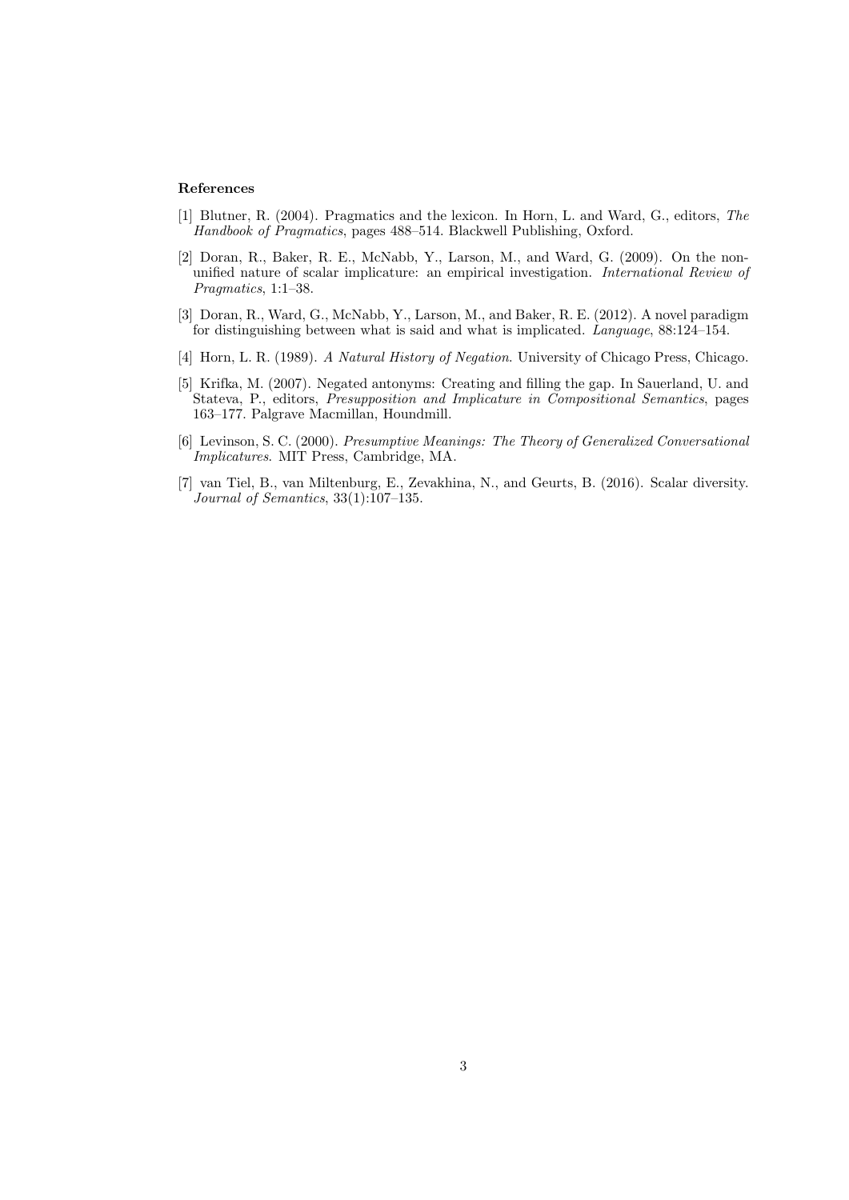## References

[1] Blutner, R. (2004). Pragmatics and the lexicon. In Horn, L. and Ward, G., editors, *The Handbook of Pragmatics*, pages 488–514. Blackwell Publishing, Oxford.

[2] Doran, R., Baker, R. E., McNabb, Y., Larson, M., and Ward, G. (2009). On the non-unified nature of scalar implicature: an empirical investigation. *International Review of Pragmatics*, 1:1–38.

[3] Doran, R., Ward, G., McNabb, Y., Larson, M., and Baker, R. E. (2012). A novel paradigm for distinguishing between what is said and what is implicated. *Language*, 88:124–154.

[4] Horn, L. R. (1989). *A Natural History of Negation*. University of Chicago Press, Chicago.

[5] Krifka, M. (2007). Negated antonyms: Creating and filling the gap. In Sauerland, U. and Stateva, P., editors, *Presupposition and Implicature in Compositional Semantics*, pages 163–177. Palgrave Macmillan, Houndmill.

[6] Levinson, S. C. (2000). *Presumptive Meanings: The Theory of Generalized Conversational Implicatures*. MIT Press, Cambridge, MA.

[7] van Tiel, B., van Miltenburg, E., Zevakhina, N., and Geurts, B. (2016). Scalar diversity. *Journal of Semantics*, 33(1):107–135.